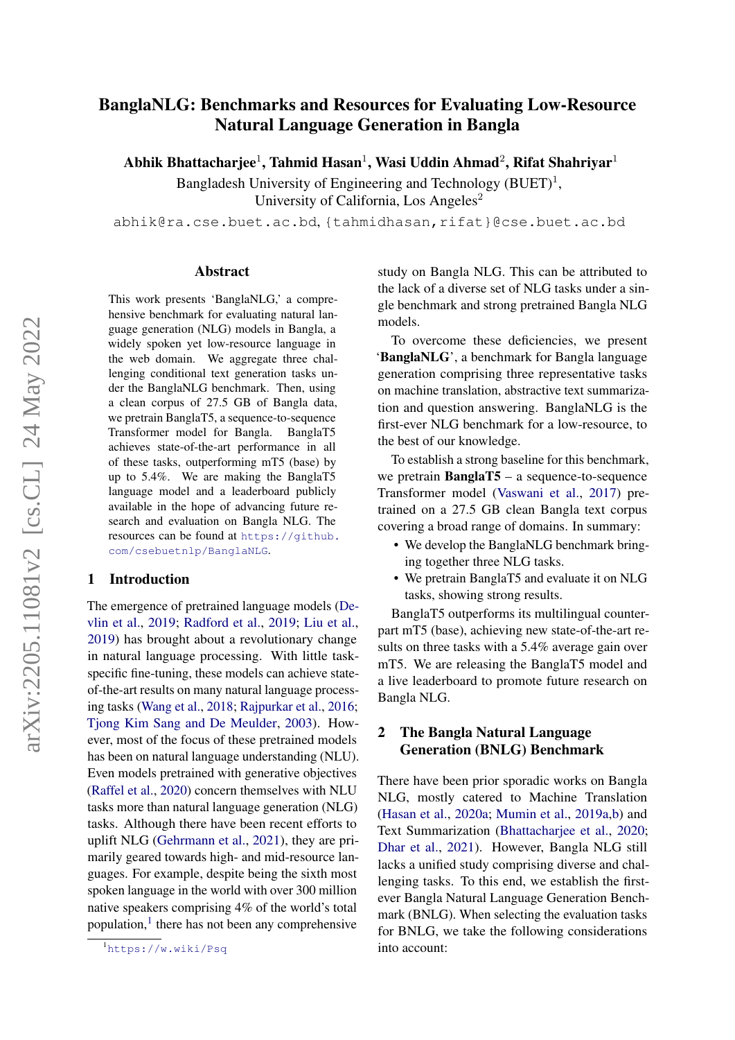# BanglaNLG: Benchmarks and Resources for Evaluating Low-Resource Natural Language Generation in Bangla

**Abhik Bhattacharjee**[1], **Tahmid Hasan**[1], **Wasi Uddin Ahmad**[2], **Rifat Shahriyar**[1]

Bangladesh University of Engineering and Technology (BUET)[1],
University of California, Los Angeles[2]

abhik@ra.cse.buet.ac.bd, {tahmidhasan,rifat}@cse.buet.ac.bd

## Abstract

This work presents 'BanglaNLG,' a comprehensive benchmark for evaluating natural language generation (NLG) models in Bangla, a widely spoken yet low-resource language in the web domain. We aggregate three challenging conditional text generation tasks under the BanglaNLG benchmark. Then, using a clean corpus of 27.5 GB of Bangla data, we pretrain BanglaT5, a sequence-to-sequence Transformer model for Bangla. BanglaT5 achieves state-of-the-art performance in all of these tasks, outperforming mT5 (base) by up to 5.4%. We are making the BanglaT5 language model and a leaderboard publicly available in the hope of advancing future research and evaluation on Bangla NLG. The resources can be found at https://github.com/csebuetnlp/BanglaNLG.

## 1 Introduction

The emergence of pretrained language models (Devlin et al., 2019; Radford et al., 2019; Liu et al., 2019) has brought about a revolutionary change in natural language processing. With little task-specific fine-tuning, these models can achieve state-of-the-art results on many natural language processing tasks (Wang et al., 2018; Rajpurkar et al., 2016; Tjong Kim Sang and De Meulder, 2003). However, most of the focus of these pretrained models has been on natural language understanding (NLU). Even models pretrained with generative objectives (Raffel et al., 2020) concern themselves with NLU tasks more than natural language generation (NLG) tasks. Although there have been recent efforts to uplift NLG (Gehrmann et al., 2021), they are primarily geared towards high- and mid-resource languages. For example, despite being the sixth most spoken language in the world with over 300 million native speakers comprising 4% of the world's total population,[1] there has not been any comprehensive study on Bangla NLG. This can be attributed to the lack of a diverse set of NLG tasks under a single benchmark and strong pretrained Bangla NLG models.

To overcome these deficiencies, we present '**BanglaNLG**', a benchmark for Bangla language generation comprising three representative tasks on machine translation, abstractive text summarization and question answering. BanglaNLG is the first-ever NLG benchmark for a low-resource, to the best of our knowledge.

To establish a strong baseline for this benchmark, we pretrain **BanglaT5** – a sequence-to-sequence Transformer model (Vaswani et al., 2017) pretrained on a 27.5 GB clean Bangla text corpus covering a broad range of domains. In summary:

- We develop the BanglaNLG benchmark bringing together three NLG tasks.
- We pretrain BanglaT5 and evaluate it on NLG tasks, showing strong results.

BanglaT5 outperforms its multilingual counterpart mT5 (base), achieving new state-of-the-art results on three tasks with a 5.4% average gain over mT5. We are releasing the BanglaT5 model and a live leaderboard to promote future research on Bangla NLG.

## 2 The Bangla Natural Language Generation (BNLG) Benchmark

There have been prior sporadic works on Bangla NLG, mostly catered to Machine Translation (Hasan et al., 2020a; Mumin et al., 2019a,b) and Text Summarization (Bhattacharjee et al., 2020; Dhar et al., 2021). However, Bangla NLG still lacks a unified study comprising diverse and challenging tasks. To this end, we establish the first-ever Bangla Natural Language Generation Benchmark (BNLG). When selecting the evaluation tasks for BNLG, we take the following considerations into account:

[1] https://w.wiki/Psq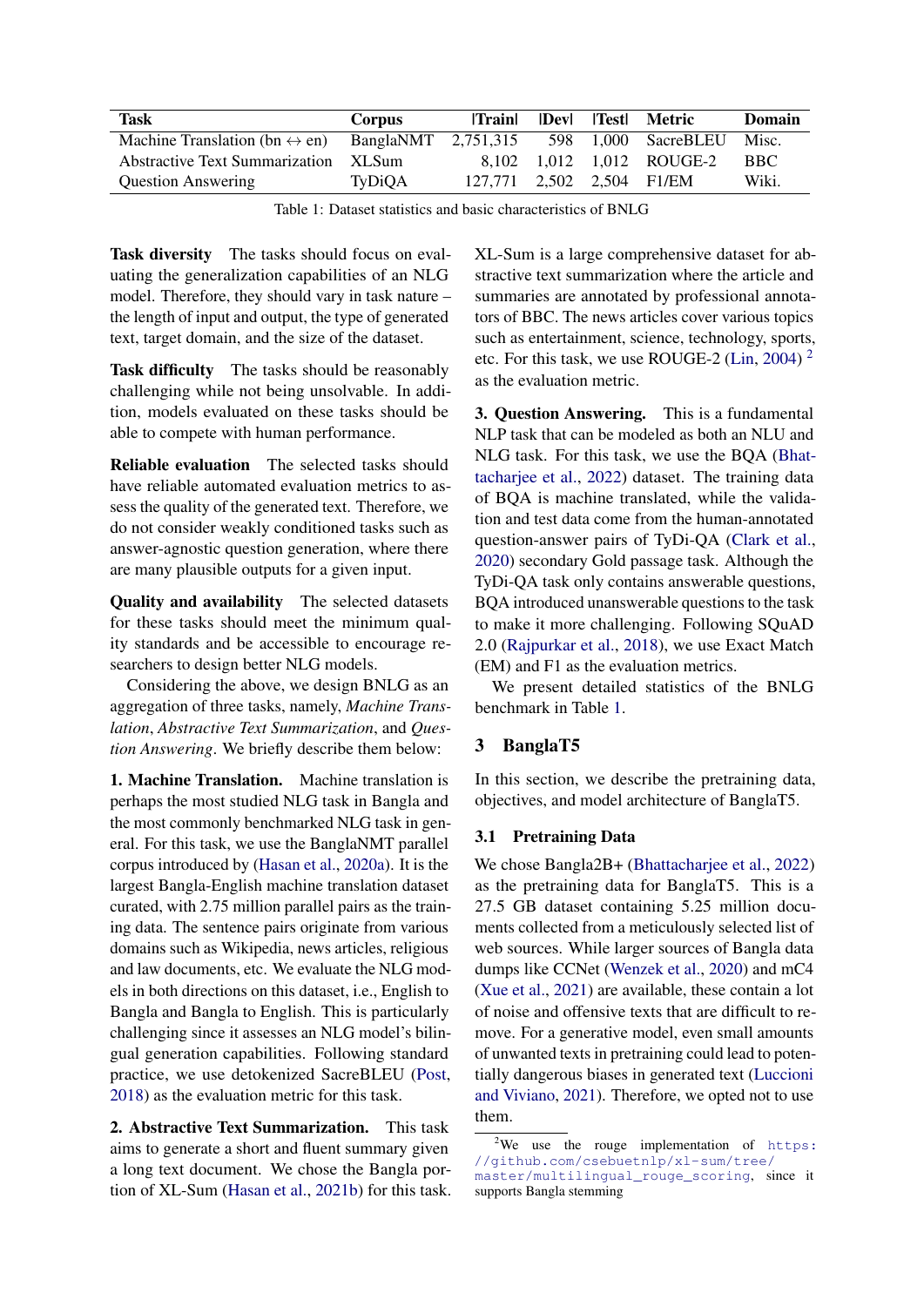| Task | Corpus | \|Train\| | \|Dev\| | \|Test\| | Metric | Domain |
|---|---|---|---|---|---|---|
| Machine Translation (bn ↔ en) | BanglaNMT | 2,751,315 | 598 | 1,000 | SacreBLEU | Misc. |
| Abstractive Text Summarization | XLSum | 8,102 | 1,012 | 1,012 | ROUGE-2 | BBC |
| Question Answering | TyDiQA | 127,771 | 2,502 | 2,504 | F1/EM | Wiki. |

Table 1: Dataset statistics and basic characteristics of BNLG

**Task diversity** The tasks should focus on evaluating the generalization capabilities of an NLG model. Therefore, they should vary in task nature – the length of input and output, the type of generated text, target domain, and the size of the dataset.

**Task difficulty** The tasks should be reasonably challenging while not being unsolvable. In addition, models evaluated on these tasks should be able to compete with human performance.

**Reliable evaluation** The selected tasks should have reliable automated evaluation metrics to assess the quality of the generated text. Therefore, we do not consider weakly conditioned tasks such as answer-agnostic question generation, where there are many plausible outputs for a given input.

**Quality and availability** The selected datasets for these tasks should meet the minimum quality standards and be accessible to encourage researchers to design better NLG models.

Considering the above, we design BNLG as an aggregation of three tasks, namely, *Machine Translation*, *Abstractive Text Summarization*, and *Question Answering*. We briefly describe them below:

**1. Machine Translation.** Machine translation is perhaps the most studied NLG task in Bangla and the most commonly benchmarked NLG task in general. For this task, we use the BanglaNMT parallel corpus introduced by (Hasan et al., 2020a). It is the largest Bangla-English machine translation dataset curated, with 2.75 million parallel pairs as the training data. The sentence pairs originate from various domains such as Wikipedia, news articles, religious and law documents, etc. We evaluate the NLG models in both directions on this dataset, i.e., English to Bangla and Bangla to English. This is particularly challenging since it assesses an NLG model's bilingual generation capabilities. Following standard practice, we use detokenized SacreBLEU (Post, 2018) as the evaluation metric for this task.

**2. Abstractive Text Summarization.** This task aims to generate a short and fluent summary given a long text document. We chose the Bangla portion of XL-Sum (Hasan et al., 2021b) for this task. XL-Sum is a large comprehensive dataset for abstractive text summarization where the article and summaries are annotated by professional annotators of BBC. The news articles cover various topics such as entertainment, science, technology, sports, etc. For this task, we use ROUGE-2 (Lin, 2004) [2] as the evaluation metric.

**3. Question Answering.** This is a fundamental NLP task that can be modeled as both an NLU and NLG task. For this task, we use the BQA (Bhattacharjee et al., 2022) dataset. The training data of BQA is machine translated, while the validation and test data come from the human-annotated question-answer pairs of TyDi-QA (Clark et al., 2020) secondary Gold passage task. Although the TyDi-QA task only contains answerable questions, BQA introduced unanswerable questions to the task to make it more challenging. Following SQuAD 2.0 (Rajpurkar et al., 2018), we use Exact Match (EM) and F1 as the evaluation metrics.

We present detailed statistics of the BNLG benchmark in Table 1.

## 3 BanglaT5

In this section, we describe the pretraining data, objectives, and model architecture of BanglaT5.

### 3.1 Pretraining Data

We chose Bangla2B+ (Bhattacharjee et al., 2022) as the pretraining data for BanglaT5. This is a 27.5 GB dataset containing 5.25 million documents collected from a meticulously selected list of web sources. While larger sources of Bangla data dumps like CCNet (Wenzek et al., 2020) and mC4 (Xue et al., 2021) are available, these contain a lot of noise and offensive texts that are difficult to remove. For a generative model, even small amounts of unwanted texts in pretraining could lead to potentially dangerous biases in generated text (Luccioni and Viviano, 2021). Therefore, we opted not to use them.

[2] We use the rouge implementation of https://github.com/csebuetnlp/xl-sum/tree/master/multilingual_rouge_scoring, since it supports Bangla stemming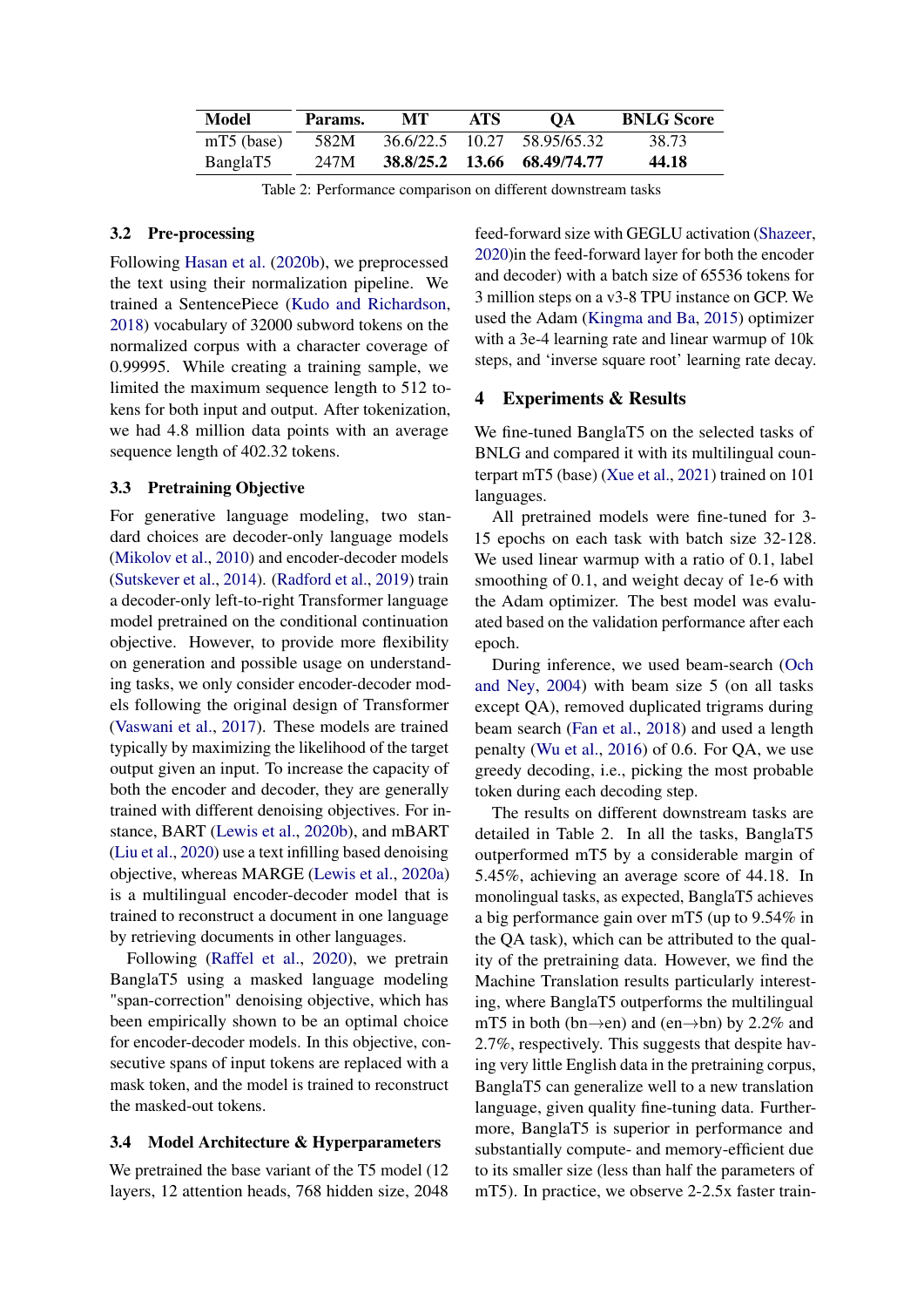| Model | Params. | MT | ATS | QA | BNLG Score |
|---|---|---|---|---|---|
| mT5 (base) | 582M | 36.6/22.5 | 10.27 | 58.95/65.32 | 38.73 |
| BanglaT5 | 247M | **38.8/25.2** | **13.66** | **68.49/74.77** | **44.18** |

Table 2: Performance comparison on different downstream tasks

### 3.2 Pre-processing

Following Hasan et al. (2020b), we preprocessed the text using their normalization pipeline. We trained a SentencePiece (Kudo and Richardson, 2018) vocabulary of 32000 subword tokens on the normalized corpus with a character coverage of 0.99995. While creating a training sample, we limited the maximum sequence length to 512 tokens for both input and output. After tokenization, we had 4.8 million data points with an average sequence length of 402.32 tokens.

### 3.3 Pretraining Objective

For generative language modeling, two standard choices are decoder-only language models (Mikolov et al., 2010) and encoder-decoder models (Sutskever et al., 2014). (Radford et al., 2019) train a decoder-only left-to-right Transformer language model pretrained on the conditional continuation objective. However, to provide more flexibility on generation and possible usage on understanding tasks, we only consider encoder-decoder models following the original design of Transformer (Vaswani et al., 2017). These models are trained typically by maximizing the likelihood of the target output given an input. To increase the capacity of both the encoder and decoder, they are generally trained with different denoising objectives. For instance, BART (Lewis et al., 2020b), and mBART (Liu et al., 2020) use a text infilling based denoising objective, whereas MARGE (Lewis et al., 2020a) is a multilingual encoder-decoder model that is trained to reconstruct a document in one language by retrieving documents in other languages.

Following (Raffel et al., 2020), we pretrain BanglaT5 using a masked language modeling "span-correction" denoising objective, which has been empirically shown to be an optimal choice for encoder-decoder models. In this objective, consecutive spans of input tokens are replaced with a mask token, and the model is trained to reconstruct the masked-out tokens.

### 3.4 Model Architecture & Hyperparameters

We pretrained the base variant of the T5 model (12 layers, 12 attention heads, 768 hidden size, 2048 feed-forward size with GEGLU activation (Shazeer, 2020)in the feed-forward layer for both the encoder and decoder) with a batch size of 65536 tokens for 3 million steps on a v3-8 TPU instance on GCP. We used the Adam (Kingma and Ba, 2015) optimizer with a 3e-4 learning rate and linear warmup of 10k steps, and 'inverse square root' learning rate decay.

## 4 Experiments & Results

We fine-tuned BanglaT5 on the selected tasks of BNLG and compared it with its multilingual counterpart mT5 (base) (Xue et al., 2021) trained on 101 languages.

All pretrained models were fine-tuned for 3-15 epochs on each task with batch size 32-128. We used linear warmup with a ratio of 0.1, label smoothing of 0.1, and weight decay of 1e-6 with the Adam optimizer. The best model was evaluated based on the validation performance after each epoch.

During inference, we used beam-search (Och and Ney, 2004) with beam size 5 (on all tasks except QA), removed duplicated trigrams during beam search (Fan et al., 2018) and used a length penalty (Wu et al., 2016) of 0.6. For QA, we use greedy decoding, i.e., picking the most probable token during each decoding step.

The results on different downstream tasks are detailed in Table 2. In all the tasks, BanglaT5 outperformed mT5 by a considerable margin of 5.45%, achieving an average score of 44.18. In monolingual tasks, as expected, BanglaT5 achieves a big performance gain over mT5 (up to 9.54% in the QA task), which can be attributed to the quality of the pretraining data. However, we find the Machine Translation results particularly interesting, where BanglaT5 outperforms the multilingual mT5 in both (bn→en) and (en→bn) by 2.2% and 2.7%, respectively. This suggests that despite having very little English data in the pretraining corpus, BanglaT5 can generalize well to a new translation language, given quality fine-tuning data. Furthermore, BanglaT5 is superior in performance and substantially compute- and memory-efficient due to its smaller size (less than half the parameters of mT5). In practice, we observe 2-2.5x faster train-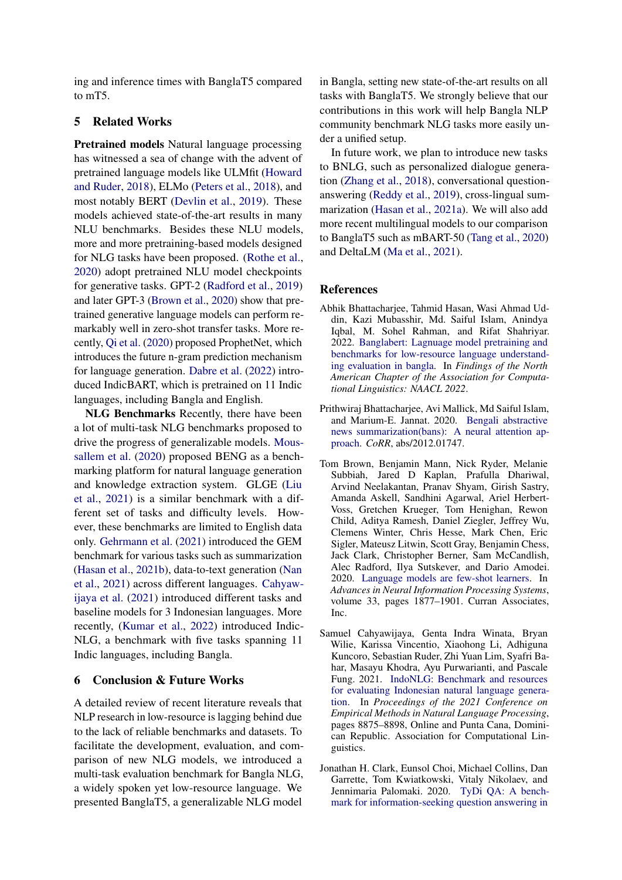ing and inference times with BanglaT5 compared to mT5.

## 5 Related Works

**Pretrained models** Natural language processing has witnessed a sea of change with the advent of pretrained language models like ULMfit (Howard and Ruder, 2018), ELMo (Peters et al., 2018), and most notably BERT (Devlin et al., 2019). These models achieved state-of-the-art results in many NLU benchmarks. Besides these NLU models, more and more pretraining-based models designed for NLG tasks have been proposed. (Rothe et al., 2020) adopt pretrained NLU model checkpoints for generative tasks. GPT-2 (Radford et al., 2019) and later GPT-3 (Brown et al., 2020) show that pretrained generative language models can perform remarkably well in zero-shot transfer tasks. More recently, Qi et al. (2020) proposed ProphetNet, which introduces the future n-gram prediction mechanism for language generation. Dabre et al. (2022) introduced IndicBART, which is pretrained on 11 Indic languages, including Bangla and English.

**NLG Benchmarks** Recently, there have been a lot of multi-task NLG benchmarks proposed to drive the progress of generalizable models. Moussallem et al. (2020) proposed BENG as a benchmarking platform for natural language generation and knowledge extraction system. GLGE (Liu et al., 2021) is a similar benchmark with a different set of tasks and difficulty levels. However, these benchmarks are limited to English data only. Gehrmann et al. (2021) introduced the GEM benchmark for various tasks such as summarization (Hasan et al., 2021b), data-to-text generation (Nan et al., 2021) across different languages. Cahyawijaya et al. (2021) introduced different tasks and baseline models for 3 Indonesian languages. More recently, (Kumar et al., 2022) introduced IndicNLG, a benchmark with five tasks spanning 11 Indic languages, including Bangla.

## 6 Conclusion & Future Works

A detailed review of recent literature reveals that NLP research in low-resource is lagging behind due to the lack of reliable benchmarks and datasets. To facilitate the development, evaluation, and comparison of new NLG models, we introduced a multi-task evaluation benchmark for Bangla NLG, a widely spoken yet low-resource language. We presented BanglaT5, a generalizable NLG model in Bangla, setting new state-of-the-art results on all tasks with BanglaT5. We strongly believe that our contributions in this work will help Bangla NLP community benchmark NLG tasks more easily under a unified setup.

In future work, we plan to introduce new tasks to BNLG, such as personalized dialogue generation (Zhang et al., 2018), conversational question-answering (Reddy et al., 2019), cross-lingual summarization (Hasan et al., 2021a). We will also add more recent multilingual models to our comparison to BanglaT5 such as mBART-50 (Tang et al., 2020) and DeltaLM (Ma et al., 2021).

## References

Abhik Bhattacharjee, Tahmid Hasan, Wasi Ahmad Uddin, Kazi Mubasshir, Md. Saiful Islam, Anindya Iqbal, M. Sohel Rahman, and Rifat Shahriyar. 2022. Banglabert: Lagnuage model pretraining and benchmarks for low-resource language understanding evaluation in bangla. In *Findings of the North American Chapter of the Association for Computational Linguistics: NAACL 2022*.

Prithwiraj Bhattacharjee, Avi Mallick, Md Saiful Islam, and Marium-E. Jannat. 2020. Bengali abstractive news summarization(bans): A neural attention approach. *CoRR*, abs/2012.01747.

Tom Brown, Benjamin Mann, Nick Ryder, Melanie Subbiah, Jared D Kaplan, Prafulla Dhariwal, Arvind Neelakantan, Pranav Shyam, Girish Sastry, Amanda Askell, Sandhini Agarwal, Ariel Herbert-Voss, Gretchen Krueger, Tom Henighan, Rewon Child, Aditya Ramesh, Daniel Ziegler, Jeffrey Wu, Clemens Winter, Chris Hesse, Mark Chen, Eric Sigler, Mateusz Litwin, Scott Gray, Benjamin Chess, Jack Clark, Christopher Berner, Sam McCandlish, Alec Radford, Ilya Sutskever, and Dario Amodei. 2020. Language models are few-shot learners. In *Advances in Neural Information Processing Systems*, volume 33, pages 1877–1901. Curran Associates, Inc.

Samuel Cahyawijaya, Genta Indra Winata, Bryan Wilie, Karissa Vincentio, Xiaohong Li, Adhiguna Kuncoro, Sebastian Ruder, Zhi Yuan Lim, Syafri Bahar, Masayu Khodra, Ayu Purwarianti, and Pascale Fung. 2021. IndoNLG: Benchmark and resources for evaluating Indonesian natural language generation. In *Proceedings of the 2021 Conference on Empirical Methods in Natural Language Processing*, pages 8875–8898, Online and Punta Cana, Dominican Republic. Association for Computational Linguistics.

Jonathan H. Clark, Eunsol Choi, Michael Collins, Dan Garrette, Tom Kwiatkowski, Vitaly Nikolaev, and Jennimaria Palomaki. 2020. TyDi QA: A benchmark for information-seeking question answering in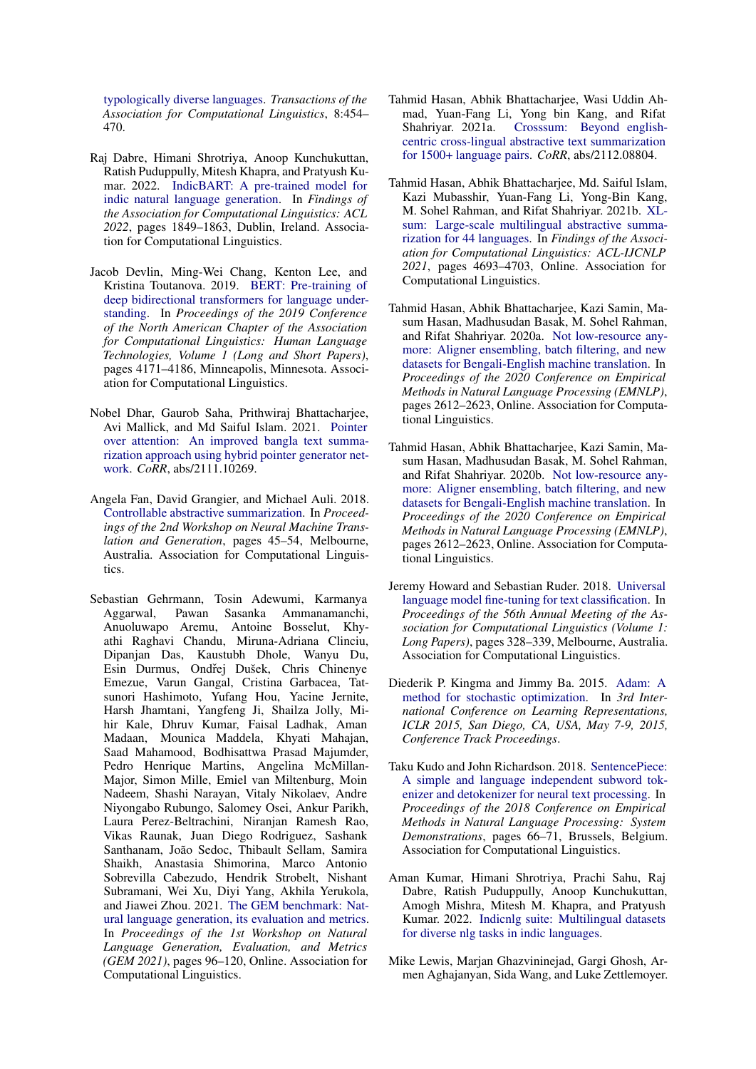typologically diverse languages. *Transactions of the Association for Computational Linguistics*, 8:454–470.

Raj Dabre, Himani Shrotriya, Anoop Kunchukuttan, Ratish Puduppully, Mitesh Khapra, and Pratyush Kumar. 2022. IndicBART: A pre-trained model for indic natural language generation. In *Findings of the Association for Computational Linguistics: ACL 2022*, pages 1849–1863, Dublin, Ireland. Association for Computational Linguistics.

Jacob Devlin, Ming-Wei Chang, Kenton Lee, and Kristina Toutanova. 2019. BERT: Pre-training of deep bidirectional transformers for language understanding. In *Proceedings of the 2019 Conference of the North American Chapter of the Association for Computational Linguistics: Human Language Technologies, Volume 1 (Long and Short Papers)*, pages 4171–4186, Minneapolis, Minnesota. Association for Computational Linguistics.

Nobel Dhar, Gaurob Saha, Prithwiraj Bhattacharjee, Avi Mallick, and Md Saiful Islam. 2021. Pointer over attention: An improved bangla text summarization approach using hybrid pointer generator network. *CoRR*, abs/2111.10269.

Angela Fan, David Grangier, and Michael Auli. 2018. Controllable abstractive summarization. In *Proceedings of the 2nd Workshop on Neural Machine Translation and Generation*, pages 45–54, Melbourne, Australia. Association for Computational Linguistics.

Sebastian Gehrmann, Tosin Adewumi, Karmanya Aggarwal, Pawan Sasanka Ammanamanchi, Anuoluwapo Aremu, Antoine Bosselut, Khyathi Raghavi Chandu, Miruna-Adriana Clinciu, Dipanjan Das, Kaustubh Dhole, Wanyu Du, Esin Durmus, Ondřej Dušek, Chris Chinenye Emezue, Varun Gangal, Cristina Garbacea, Tatsunori Hashimoto, Yufang Hou, Yacine Jernite, Harsh Jhamtani, Yangfeng Ji, Shailza Jolly, Mihir Kale, Dhruv Kumar, Faisal Ladhak, Aman Madaan, Mounica Maddela, Khyati Mahajan, Saad Mahamood, Bodhisattwa Prasad Majumder, Pedro Henrique Martins, Angelina McMillan-Major, Simon Mille, Emiel van Miltenburg, Moin Nadeem, Shashi Narayan, Vitaly Nikolaev, Andre Niyongabo Rubungo, Salomey Osei, Ankur Parikh, Laura Perez-Beltrachini, Niranjan Ramesh Rao, Vikas Raunak, Juan Diego Rodriguez, Sashank Santhanam, João Sedoc, Thibault Sellam, Samira Shaikh, Anastasia Shimorina, Marco Antonio Sobrevilla Cabezudo, Hendrik Strobelt, Nishant Subramani, Wei Xu, Diyi Yang, Akhila Yerukola, and Jiawei Zhou. 2021. The GEM benchmark: Natural language generation, its evaluation and metrics. In *Proceedings of the 1st Workshop on Natural Language Generation, Evaluation, and Metrics (GEM 2021)*, pages 96–120, Online. Association for Computational Linguistics.

Tahmid Hasan, Abhik Bhattacharjee, Wasi Uddin Ahmad, Yuan-Fang Li, Yong bin Kang, and Rifat Shahriyar. 2021a. Crosssum: Beyond english-centric cross-lingual abstractive text summarization for 1500+ language pairs. *CoRR*, abs/2112.08804.

Tahmid Hasan, Abhik Bhattacharjee, Md. Saiful Islam, Kazi Mubasshir, Yuan-Fang Li, Yong-Bin Kang, M. Sohel Rahman, and Rifat Shahriyar. 2021b. XL-sum: Large-scale multilingual abstractive summarization for 44 languages. In *Findings of the Association for Computational Linguistics: ACL-IJCNLP 2021*, pages 4693–4703, Online. Association for Computational Linguistics.

Tahmid Hasan, Abhik Bhattacharjee, Kazi Samin, Masum Hasan, Madhusudan Basak, M. Sohel Rahman, and Rifat Shahriyar. 2020a. Not low-resource anymore: Aligner ensembling, batch filtering, and new datasets for Bengali-English machine translation. In *Proceedings of the 2020 Conference on Empirical Methods in Natural Language Processing (EMNLP)*, pages 2612–2623, Online. Association for Computational Linguistics.

Tahmid Hasan, Abhik Bhattacharjee, Kazi Samin, Masum Hasan, Madhusudan Basak, M. Sohel Rahman, and Rifat Shahriyar. 2020b. Not low-resource anymore: Aligner ensembling, batch filtering, and new datasets for Bengali-English machine translation. In *Proceedings of the 2020 Conference on Empirical Methods in Natural Language Processing (EMNLP)*, pages 2612–2623, Online. Association for Computational Linguistics.

Jeremy Howard and Sebastian Ruder. 2018. Universal language model fine-tuning for text classification. In *Proceedings of the 56th Annual Meeting of the Association for Computational Linguistics (Volume 1: Long Papers)*, pages 328–339, Melbourne, Australia. Association for Computational Linguistics.

Diederik P. Kingma and Jimmy Ba. 2015. Adam: A method for stochastic optimization. In *3rd International Conference on Learning Representations, ICLR 2015, San Diego, CA, USA, May 7-9, 2015, Conference Track Proceedings*.

Taku Kudo and John Richardson. 2018. SentencePiece: A simple and language independent subword tokenizer and detokenizer for neural text processing. In *Proceedings of the 2018 Conference on Empirical Methods in Natural Language Processing: System Demonstrations*, pages 66–71, Brussels, Belgium. Association for Computational Linguistics.

Aman Kumar, Himani Shrotriya, Prachi Sahu, Raj Dabre, Ratish Puduppully, Anoop Kunchukuttan, Amogh Mishra, Mitesh M. Khapra, and Pratyush Kumar. 2022. Indicnlg suite: Multilingual datasets for diverse nlg tasks in indic languages.

Mike Lewis, Marjan Ghazvininejad, Gargi Ghosh, Armen Aghajanyan, Sida Wang, and Luke Zettlemoyer.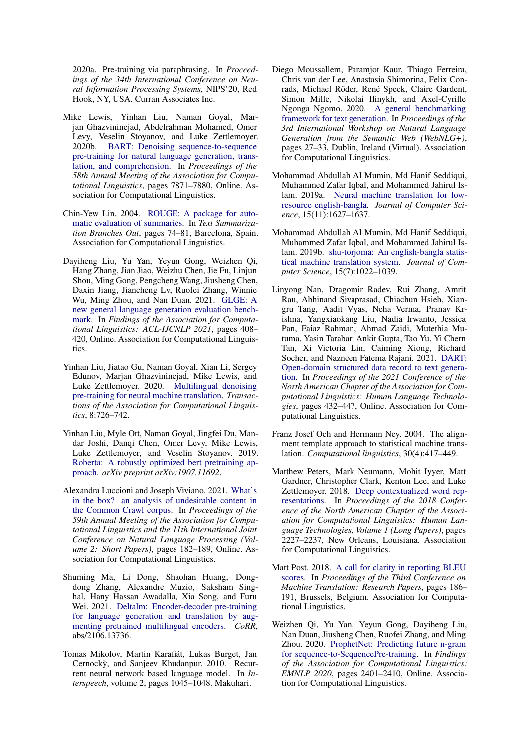2020a. Pre-training via paraphrasing. In *Proceedings of the 34th International Conference on Neural Information Processing Systems*, NIPS'20, Red Hook, NY, USA. Curran Associates Inc.

Mike Lewis, Yinhan Liu, Naman Goyal, Marjan Ghazvininejad, Abdelrahman Mohamed, Omer Levy, Veselin Stoyanov, and Luke Zettlemoyer. 2020b. BART: Denoising sequence-to-sequence pre-training for natural language generation, translation, and comprehension. In *Proceedings of the 58th Annual Meeting of the Association for Computational Linguistics*, pages 7871–7880, Online. Association for Computational Linguistics.

Chin-Yew Lin. 2004. ROUGE: A package for automatic evaluation of summaries. In *Text Summarization Branches Out*, pages 74–81, Barcelona, Spain. Association for Computational Linguistics.

Dayiheng Liu, Yu Yan, Yeyun Gong, Weizhen Qi, Hang Zhang, Jian Jiao, Weizhu Chen, Jie Fu, Linjun Shou, Ming Gong, Pengcheng Wang, Jiusheng Chen, Daxin Jiang, Jiancheng Lv, Ruofei Zhang, Winnie Wu, Ming Zhou, and Nan Duan. 2021. GLGE: A new general language generation evaluation benchmark. In *Findings of the Association for Computational Linguistics: ACL-IJCNLP 2021*, pages 408–420, Online. Association for Computational Linguistics.

Yinhan Liu, Jiatao Gu, Naman Goyal, Xian Li, Sergey Edunov, Marjan Ghazvininejad, Mike Lewis, and Luke Zettlemoyer. 2020. Multilingual denoising pre-training for neural machine translation. *Transactions of the Association for Computational Linguistics*, 8:726–742.

Yinhan Liu, Myle Ott, Naman Goyal, Jingfei Du, Mandar Joshi, Danqi Chen, Omer Levy, Mike Lewis, Luke Zettlemoyer, and Veselin Stoyanov. 2019. Roberta: A robustly optimized bert pretraining approach. *arXiv preprint arXiv:1907.11692*.

Alexandra Luccioni and Joseph Viviano. 2021. What's in the box? an analysis of undesirable content in the Common Crawl corpus. In *Proceedings of the 59th Annual Meeting of the Association for Computational Linguistics and the 11th International Joint Conference on Natural Language Processing (Volume 2: Short Papers)*, pages 182–189, Online. Association for Computational Linguistics.

Shuming Ma, Li Dong, Shaohan Huang, Dongdong Zhang, Alexandre Muzio, Saksham Singhal, Hany Hassan Awadalla, Xia Song, and Furu Wei. 2021. Deltalm: Encoder-decoder pre-training for language generation and translation by augmenting pretrained multilingual encoders. *CoRR*, abs/2106.13736.

Tomas Mikolov, Martin Karafiát, Lukas Burget, Jan Cernockỳ, and Sanjeev Khudanpur. 2010. Recurrent neural network based language model. In *Interspeech*, volume 2, pages 1045–1048. Makuhari.

Diego Moussallem, Paramjot Kaur, Thiago Ferreira, Chris van der Lee, Anastasia Shimorina, Felix Conrads, Michael Röder, René Speck, Claire Gardent, Simon Mille, Nikolai Ilinykh, and Axel-Cyrille Ngonga Ngomo. 2020. A general benchmarking framework for text generation. In *Proceedings of the 3rd International Workshop on Natural Language Generation from the Semantic Web (WebNLG+)*, pages 27–33, Dublin, Ireland (Virtual). Association for Computational Linguistics.

Mohammad Abdullah Al Mumin, Md Hanif Seddiqui, Muhammed Zafar Iqbal, and Mohammed Jahirul Islam. 2019a. Neural machine translation for low-resource english-bangla. *Journal of Computer Science*, 15(11):1627–1637.

Mohammad Abdullah Al Mumin, Md Hanif Seddiqui, Muhammed Zafar Iqbal, and Mohammed Jahirul Islam. 2019b. shu-torjoma: An english-bangla statistical machine translation system. *Journal of Computer Science*, 15(7):1022–1039.

Linyong Nan, Dragomir Radev, Rui Zhang, Amrit Rau, Abhinand Sivaprasad, Chiachun Hsieh, Xiangru Tang, Aadit Vyas, Neha Verma, Pranav Krishna, Yangxiaokang Liu, Nadia Irwanto, Jessica Pan, Faiaz Rahman, Ahmad Zaidi, Mutethia Mutuma, Yasin Tarabar, Ankit Gupta, Tao Yu, Yi Chern Tan, Xi Victoria Lin, Caiming Xiong, Richard Socher, and Nazneen Fatema Rajani. 2021. DART: Open-domain structured data record to text generation. In *Proceedings of the 2021 Conference of the North American Chapter of the Association for Computational Linguistics: Human Language Technologies*, pages 432–447, Online. Association for Computational Linguistics.

Franz Josef Och and Hermann Ney. 2004. The alignment template approach to statistical machine translation. *Computational linguistics*, 30(4):417–449.

Matthew Peters, Mark Neumann, Mohit Iyyer, Matt Gardner, Christopher Clark, Kenton Lee, and Luke Zettlemoyer. 2018. Deep contextualized word representations. In *Proceedings of the 2018 Conference of the North American Chapter of the Association for Computational Linguistics: Human Language Technologies, Volume 1 (Long Papers)*, pages 2227–2237, New Orleans, Louisiana. Association for Computational Linguistics.

Matt Post. 2018. A call for clarity in reporting BLEU scores. In *Proceedings of the Third Conference on Machine Translation: Research Papers*, pages 186–191, Brussels, Belgium. Association for Computational Linguistics.

Weizhen Qi, Yu Yan, Yeyun Gong, Dayiheng Liu, Nan Duan, Jiusheng Chen, Ruofei Zhang, and Ming Zhou. 2020. ProphetNet: Predicting future n-gram for sequence-to-SequencePre-training. In *Findings of the Association for Computational Linguistics: EMNLP 2020*, pages 2401–2410, Online. Association for Computational Linguistics.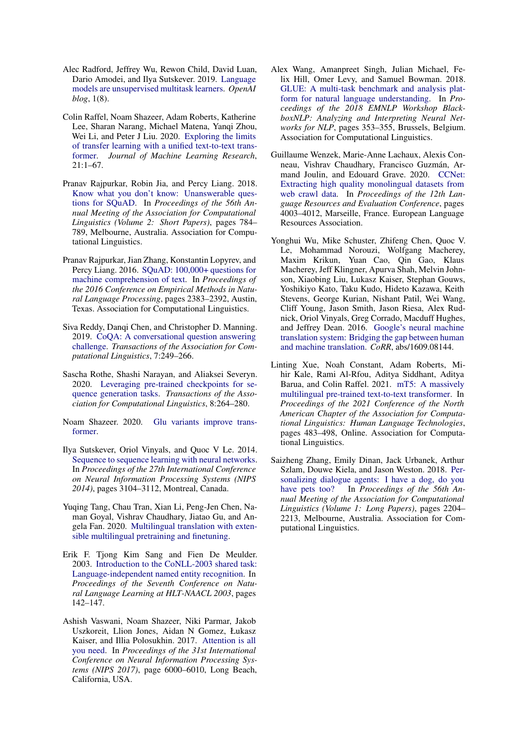Alec Radford, Jeffrey Wu, Rewon Child, David Luan, Dario Amodei, and Ilya Sutskever. 2019. Language models are unsupervised multitask learners. *OpenAI blog*, 1(8).

Colin Raffel, Noam Shazeer, Adam Roberts, Katherine Lee, Sharan Narang, Michael Matena, Yanqi Zhou, Wei Li, and Peter J Liu. 2020. Exploring the limits of transfer learning with a unified text-to-text transformer. *Journal of Machine Learning Research*, 21:1–67.

Pranav Rajpurkar, Robin Jia, and Percy Liang. 2018. Know what you don't know: Unanswerable questions for SQuAD. In *Proceedings of the 56th Annual Meeting of the Association for Computational Linguistics (Volume 2: Short Papers)*, pages 784–789, Melbourne, Australia. Association for Computational Linguistics.

Pranav Rajpurkar, Jian Zhang, Konstantin Lopyrev, and Percy Liang. 2016. SQuAD: 100,000+ questions for machine comprehension of text. In *Proceedings of the 2016 Conference on Empirical Methods in Natural Language Processing*, pages 2383–2392, Austin, Texas. Association for Computational Linguistics.

Siva Reddy, Danqi Chen, and Christopher D. Manning. 2019. CoQA: A conversational question answering challenge. *Transactions of the Association for Computational Linguistics*, 7:249–266.

Sascha Rothe, Shashi Narayan, and Aliaksei Severyn. 2020. Leveraging pre-trained checkpoints for sequence generation tasks. *Transactions of the Association for Computational Linguistics*, 8:264–280.

Noam Shazeer. 2020. Glu variants improve transformer.

Ilya Sutskever, Oriol Vinyals, and Quoc V Le. 2014. Sequence to sequence learning with neural networks. In *Proceedings of the 27th International Conference on Neural Information Processing Systems (NIPS 2014)*, pages 3104–3112, Montreal, Canada.

Yuqing Tang, Chau Tran, Xian Li, Peng-Jen Chen, Naman Goyal, Vishrav Chaudhary, Jiatao Gu, and Angela Fan. 2020. Multilingual translation with extensible multilingual pretraining and finetuning.

Erik F. Tjong Kim Sang and Fien De Meulder. 2003. Introduction to the CoNLL-2003 shared task: Language-independent named entity recognition. In *Proceedings of the Seventh Conference on Natural Language Learning at HLT-NAACL 2003*, pages 142–147.

Ashish Vaswani, Noam Shazeer, Niki Parmar, Jakob Uszkoreit, Llion Jones, Aidan N Gomez, Łukasz Kaiser, and Illia Polosukhin. 2017. Attention is all you need. In *Proceedings of the 31st International Conference on Neural Information Processing Systems (NIPS 2017)*, page 6000–6010, Long Beach, California, USA.

Alex Wang, Amanpreet Singh, Julian Michael, Felix Hill, Omer Levy, and Samuel Bowman. 2018. GLUE: A multi-task benchmark and analysis platform for natural language understanding. In *Proceedings of the 2018 EMNLP Workshop BlackboxNLP: Analyzing and Interpreting Neural Networks for NLP*, pages 353–355, Brussels, Belgium. Association for Computational Linguistics.

Guillaume Wenzek, Marie-Anne Lachaux, Alexis Conneau, Vishrav Chaudhary, Francisco Guzmán, Armand Joulin, and Edouard Grave. 2020. CCNet: Extracting high quality monolingual datasets from web crawl data. In *Proceedings of the 12th Language Resources and Evaluation Conference*, pages 4003–4012, Marseille, France. European Language Resources Association.

Yonghui Wu, Mike Schuster, Zhifeng Chen, Quoc V. Le, Mohammad Norouzi, Wolfgang Macherey, Maxim Krikun, Yuan Cao, Qin Gao, Klaus Macherey, Jeff Klingner, Apurva Shah, Melvin Johnson, Xiaobing Liu, Lukasz Kaiser, Stephan Gouws, Yoshikiyo Kato, Taku Kudo, Hideto Kazawa, Keith Stevens, George Kurian, Nishant Patil, Wei Wang, Cliff Young, Jason Smith, Jason Riesa, Alex Rudnick, Oriol Vinyals, Greg Corrado, Macduff Hughes, and Jeffrey Dean. 2016. Google's neural machine translation system: Bridging the gap between human and machine translation. *CoRR*, abs/1609.08144.

Linting Xue, Noah Constant, Adam Roberts, Mihir Kale, Rami Al-Rfou, Aditya Siddhant, Aditya Barua, and Colin Raffel. 2021. mT5: A massively multilingual pre-trained text-to-text transformer. In *Proceedings of the 2021 Conference of the North American Chapter of the Association for Computational Linguistics: Human Language Technologies*, pages 483–498, Online. Association for Computational Linguistics.

Saizheng Zhang, Emily Dinan, Jack Urbanek, Arthur Szlam, Douwe Kiela, and Jason Weston. 2018. Personalizing dialogue agents: I have a dog, do you have pets too? In *Proceedings of the 56th Annual Meeting of the Association for Computational Linguistics (Volume 1: Long Papers)*, pages 2204–2213, Melbourne, Australia. Association for Computational Linguistics.